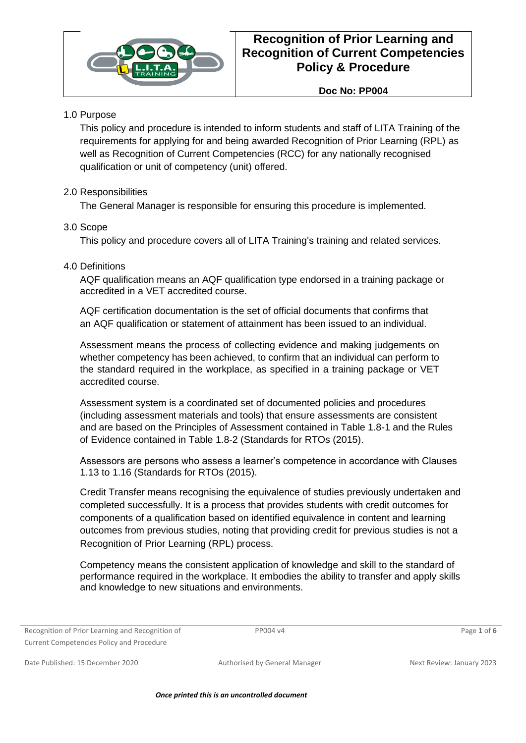# Recognition of Prior Learning and Recognition of Current Competencies Policy & Procedure

**Doc No: PP004**

## 1.0 Purpose

This policy and procedure is intended to inform students and staff of LITA Training of the requirements for applying for and being awarded Recognition of Prior Learning (RPL) as well as Recognition of Current Competencies (RCC) for any nationally recognised qualification or unit of competency (unit) offered.

## 2.0 Responsibilities

The General Manager is responsible for ensuring this procedure is implemented.

## 3.0 Scope

This policy and procedure covers all of LITA Training's training and related services.

## 4.0 Definitions

AQF qualification means an AQF qualification type endorsed in a training package or accredited in a VET accredited course.

AQF certification documentation is the set of official documents that confirms that an AQF qualification or statement of attainment has been issued to an individual.

Assessment means the process of collecting evidence and making judgements on whether competency has been achieved, to confirm that an individual can perform to the standard required in the workplace, as specified in a training package or VET accredited course.

Assessment system is a coordinated set of documented policies and procedures (including assessment materials and tools) that ensure assessments are consistent and are based on the Principles of Assessment contained in Table 1.8-1 and the Rules of Evidence contained in Table 1.8-2 (Standards for RTOs (2015).

Assessors are persons who assess a learner's competence in accordance with Clauses 1.13 to 1.16 (Standards for RTOs (2015).

Credit Transfer means recognising the equivalence of studies previously undertaken and completed successfully. It is a process that provides students with credit outcomes for components of a qualification based on identified equivalence in content and learning outcomes from previous studies, noting that providing credit for previous studies is not a Recognition of Prior Learning (RPL) process.

Competency means the consistent application of knowledge and skill to the standard of performance required in the workplace. It embodies the ability to transfer and apply skills and knowledge to new situations and environments.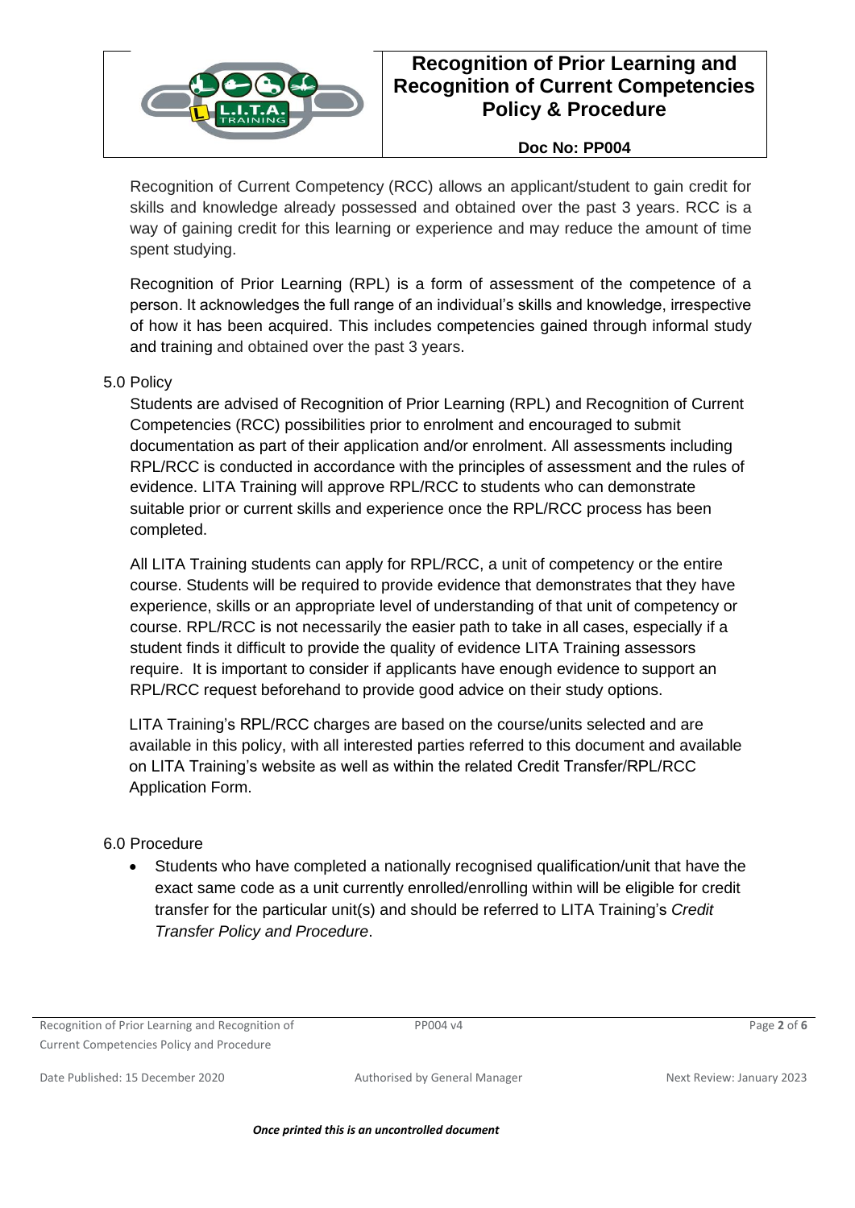Recognition of Current Competency (RCC) allows an applicant/student to gain credit for skills and knowledge already possessed and obtained over the past 3 years. RCC is a way of gaining credit for this learning or experience and may reduce the amount of time spent studying.

Recognition of Prior Learning (RPL) is a form of assessment of the competence of a person. It acknowledges the full range of an individual's skills and knowledge, irrespective of how it has been acquired. This includes competencies gained through informal study and training and obtained over the past 3 years.

## 5.0 Policy

Students are advised of Recognition of Prior Learning (RPL) and Recognition of Current Competencies (RCC) possibilities prior to enrolment and encouraged to submit documentation as part of their application and/or enrolment. All assessments including RPL/RCC is conducted in accordance with the principles of assessment and the rules of evidence. LITA Training will approve RPL/RCC to students who can demonstrate suitable prior or current skills and experience once the RPL/RCC process has been completed.

All LITA Training students can apply for RPL/RCC, a unit of competency or the entire course. Students will be required to provide evidence that demonstrates that they have experience, skills or an appropriate level of understanding of that unit of competency or course. RPL/RCC is not necessarily the easier path to take in all cases, especially if a student finds it difficult to provide the quality of evidence LITA Training assessors require. It is important to consider if applicants have enough evidence to support an RPL/RCC request beforehand to provide good advice on their study options.

LITA Training's RPL/RCC charges are based on the course/units selected and are available in this policy, with all interested parties referred to this document and available on LITA Training's website as well as within the related Credit Transfer/RPL/RCC Application Form.

## 6.0 Procedure

- Students who have completed a nationally recognised qualification/unit that have the exact same code as a unit currently enrolled/enrolling within will be eligible for credit transfer for the particular unit(s) and should be referred to LITA Training's *Credit Transfer Policy and Procedure*.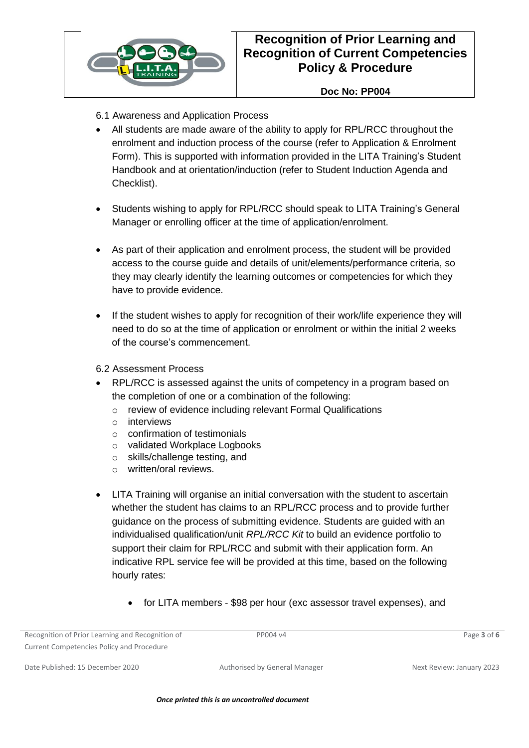6.1 Awareness and Application Process

- All students are made aware of the ability to apply for RPL/RCC throughout the enrolment and induction process of the course (refer to Application & Enrolment Form). This is supported with information provided in the LITA Training's Student Handbook and at orientation/induction (refer to Student Induction Agenda and Checklist).

- Students wishing to apply for RPL/RCC should speak to LITA Training's General Manager or enrolling officer at the time of application/enrolment.

- As part of their application and enrolment process, the student will be provided access to the course guide and details of unit/elements/performance criteria, so they may clearly identify the learning outcomes or competencies for which they have to provide evidence.

- If the student wishes to apply for recognition of their work/life experience they will need to do so at the time of application or enrolment or within the initial 2 weeks of the course's commencement.

6.2 Assessment Process

- RPL/RCC is assessed against the units of competency in a program based on the completion of one or a combination of the following:
  - review of evidence including relevant Formal Qualifications
  - interviews
  - confirmation of testimonials
  - validated Workplace Logbooks
  - skills/challenge testing, and
  - written/oral reviews.

- LITA Training will organise an initial conversation with the student to ascertain whether the student has claims to an RPL/RCC process and to provide further guidance on the process of submitting evidence. Students are guided with an individualised qualification/unit *RPL/RCC Kit* to build an evidence portfolio to support their claim for RPL/RCC and submit with their application form. An indicative RPL service fee will be provided at this time, based on the following hourly rates:

  - for LITA members - $98 per hour (exc assessor travel expenses), and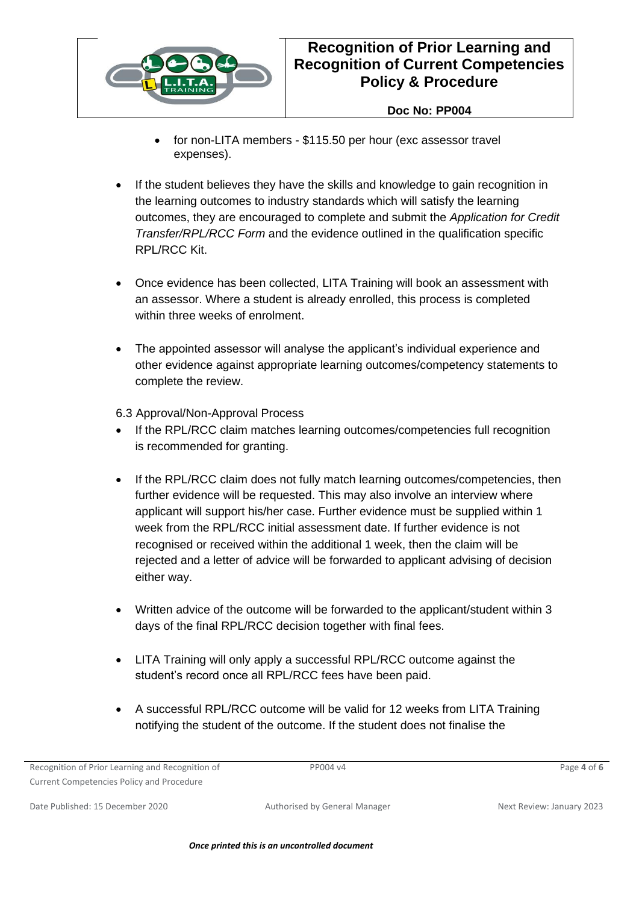- for non-LITA members - $115.50 per hour (exc assessor travel expenses).

- If the student believes they have the skills and knowledge to gain recognition in the learning outcomes to industry standards which will satisfy the learning outcomes, they are encouraged to complete and submit the *Application for Credit Transfer/RPL/RCC Form* and the evidence outlined in the qualification specific RPL/RCC Kit.

- Once evidence has been collected, LITA Training will book an assessment with an assessor. Where a student is already enrolled, this process is completed within three weeks of enrolment.

- The appointed assessor will analyse the applicant's individual experience and other evidence against appropriate learning outcomes/competency statements to complete the review.

6.3 Approval/Non-Approval Process

- If the RPL/RCC claim matches learning outcomes/competencies full recognition is recommended for granting.

- If the RPL/RCC claim does not fully match learning outcomes/competencies, then further evidence will be requested. This may also involve an interview where applicant will support his/her case. Further evidence must be supplied within 1 week from the RPL/RCC initial assessment date. If further evidence is not recognised or received within the additional 1 week, then the claim will be rejected and a letter of advice will be forwarded to applicant advising of decision either way.

- Written advice of the outcome will be forwarded to the applicant/student within 3 days of the final RPL/RCC decision together with final fees.

- LITA Training will only apply a successful RPL/RCC outcome against the student's record once all RPL/RCC fees have been paid.

- A successful RPL/RCC outcome will be valid for 12 weeks from LITA Training notifying the student of the outcome. If the student does not finalise the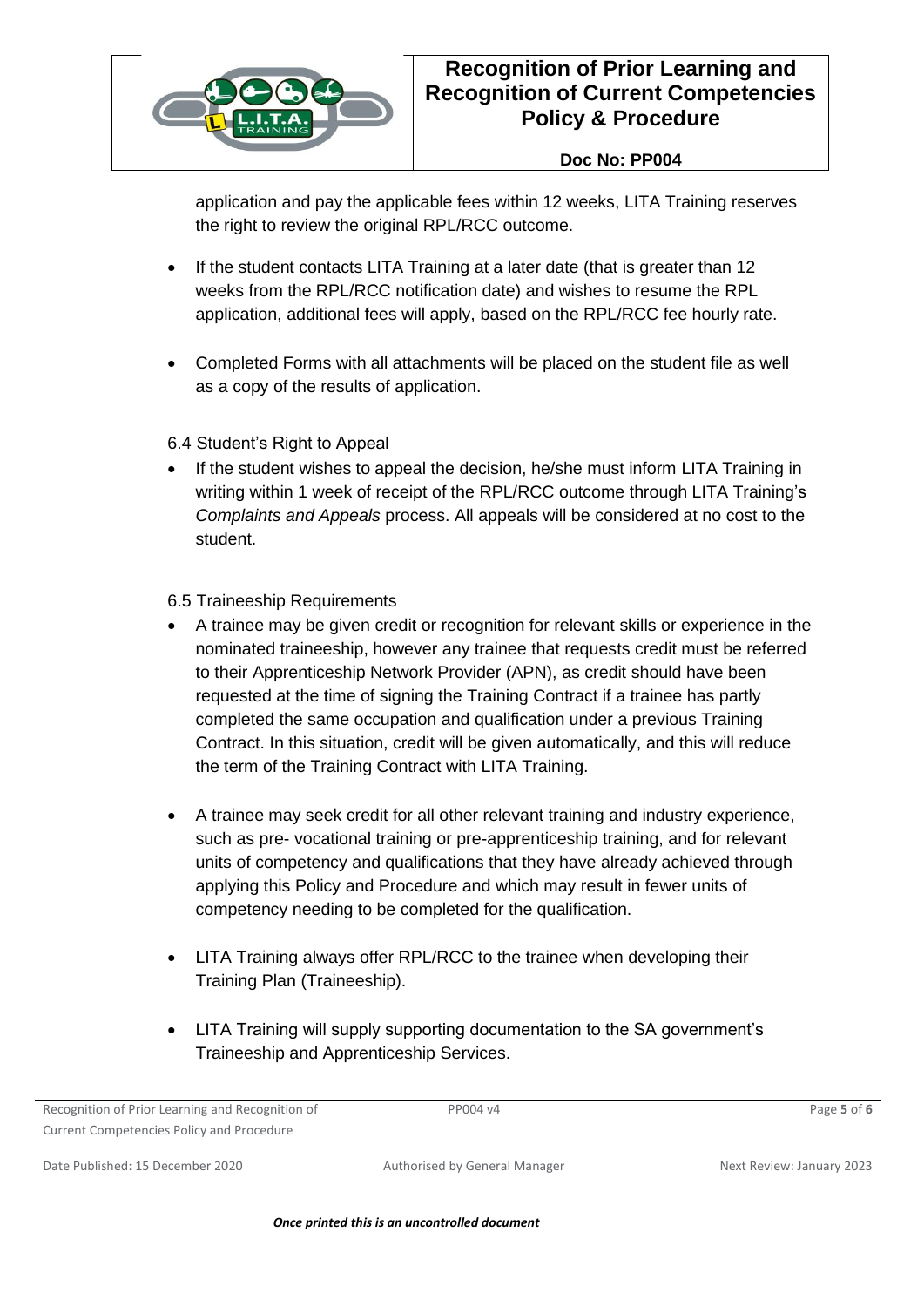application and pay the applicable fees within 12 weeks, LITA Training reserves the right to review the original RPL/RCC outcome.

- If the student contacts LITA Training at a later date (that is greater than 12 weeks from the RPL/RCC notification date) and wishes to resume the RPL application, additional fees will apply, based on the RPL/RCC fee hourly rate.

- Completed Forms with all attachments will be placed on the student file as well as a copy of the results of application.

6.4 Student's Right to Appeal

- If the student wishes to appeal the decision, he/she must inform LITA Training in writing within 1 week of receipt of the RPL/RCC outcome through LITA Training's *Complaints and Appeals* process. All appeals will be considered at no cost to the student.

6.5 Traineeship Requirements

- A trainee may be given credit or recognition for relevant skills or experience in the nominated traineeship, however any trainee that requests credit must be referred to their Apprenticeship Network Provider (APN), as credit should have been requested at the time of signing the Training Contract if a trainee has partly completed the same occupation and qualification under a previous Training Contract. In this situation, credit will be given automatically, and this will reduce the term of the Training Contract with LITA Training.

- A trainee may seek credit for all other relevant training and industry experience, such as pre- vocational training or pre-apprenticeship training, and for relevant units of competency and qualifications that they have already achieved through applying this Policy and Procedure and which may result in fewer units of competency needing to be completed for the qualification.

- LITA Training always offer RPL/RCC to the trainee when developing their Training Plan (Traineeship).

- LITA Training will supply supporting documentation to the SA government's Traineeship and Apprenticeship Services.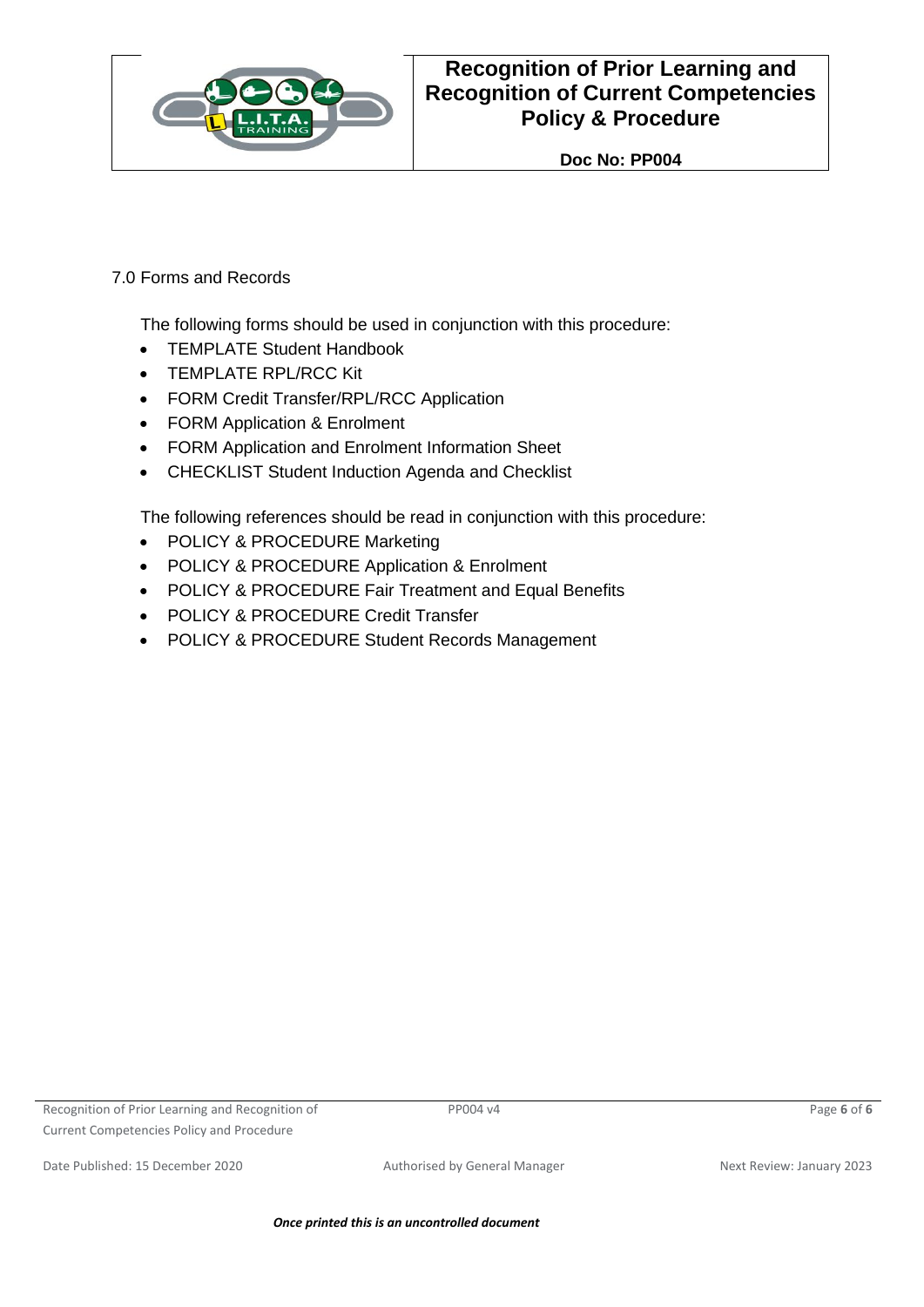## 7.0 Forms and Records

The following forms should be used in conjunction with this procedure:

- TEMPLATE Student Handbook
- TEMPLATE RPL/RCC Kit
- FORM Credit Transfer/RPL/RCC Application
- FORM Application & Enrolment
- FORM Application and Enrolment Information Sheet
- CHECKLIST Student Induction Agenda and Checklist

The following references should be read in conjunction with this procedure:

- POLICY & PROCEDURE Marketing
- POLICY & PROCEDURE Application & Enrolment
- POLICY & PROCEDURE Fair Treatment and Equal Benefits
- POLICY & PROCEDURE Credit Transfer
- POLICY & PROCEDURE Student Records Management